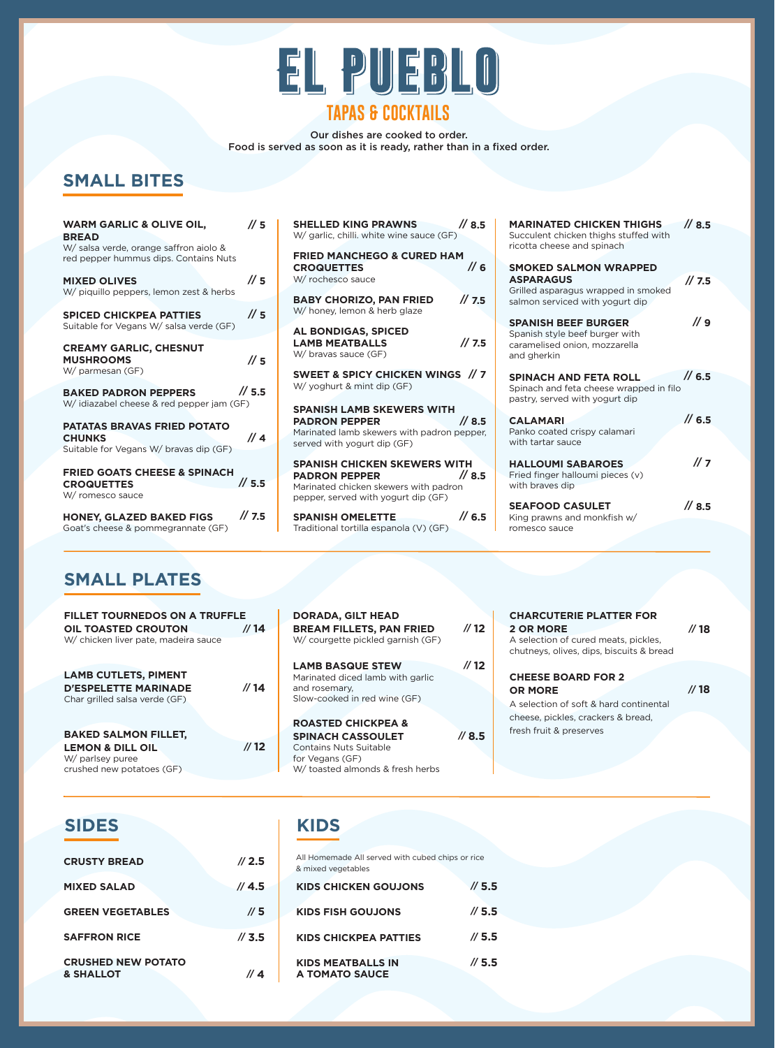# EL PUEBLO

## TAPAS & COCKTAILS

Our dishes are cooked to order.
Food is served as soon as it is ready, rather than in a fixed order.

## SMALL BITES

**WARM GARLIC & OLIVE OIL, BREAD** // 5
W/ salsa verde, orange saffron aiolo & red pepper hummus dips. Contains Nuts

**MIXED OLIVES** // 5
W/ piquillo peppers, lemon zest & herbs

**SPICED CHICKPEA PATTIES** // 5
Suitable for Vegans W/ salsa verde (GF)

**CREAMY GARLIC, CHESNUT MUSHROOMS** // 5
W/ parmesan (GF)

**BAKED PADRON PEPPERS** // 5.5
W/ idiazabel cheese & red pepper jam (GF)

**PATATAS BRAVAS FRIED POTATO CHUNKS** // 4
Suitable for Vegans W/ bravas dip (GF)

**FRIED GOATS CHEESE & SPINACH CROQUETTES** // 5.5
W/ romesco sauce

**HONEY, GLAZED BAKED FIGS** // 7.5
Goat's cheese & pommegrannate (GF)

**SHELLED KING PRAWNS** // 8.5
W/ garlic, chilli. white wine sauce (GF)

**FRIED MANCHEGO & CURED HAM CROQUETTES** // 6
W/ rochesco sauce

**BABY CHORIZO, PAN FRIED** // 7.5
W/ honey, lemon & herb glaze

**AL BONDIGAS, SPICED LAMB MEATBALLS** // 7.5
W/ bravas sauce (GF)

**SWEET & SPICY CHICKEN WINGS** // 7
W/ yoghurt & mint dip (GF)

**SPANISH LAMB SKEWERS WITH PADRON PEPPER** // 8.5
Marinated lamb skewers with padron pepper, served with yogurt dip (GF)

**SPANISH CHICKEN SKEWERS WITH PADRON PEPPER** // 8.5
Marinated chicken skewers with padron pepper, served with yogurt dip (GF)

**SPANISH OMELETTE** // 6.5
Traditional tortilla espanola (V) (GF)

**MARINATED CHICKEN THIGHS** // 8.5
Succulent chicken thighs stuffed with ricotta cheese and spinach

**SMOKED SALMON WRAPPED ASPARAGUS** // 7.5
Grilled asparagus wrapped in smoked salmon serviced with yogurt dip

**SPANISH BEEF BURGER** // 9
Spanish style beef burger with caramelised onion, mozzarella and gherkin

**SPINACH AND FETA ROLL** // 6.5
Spinach and feta cheese wrapped in filo pastry, served with yogurt dip

**CALAMARI** // 6.5
Panko coated crispy calamari with tartar sauce

**HALLOUMI SABAROES** // 7
Fried finger halloumi pieces (v) with braves dip

**SEAFOOD CASULET** // 8.5
King prawns and monkfish w/ romesco sauce

## SMALL PLATES

**FILLET TOURNEDOS ON A TRUFFLE OIL TOASTED CROUTON** // 14
W/ chicken liver pate, madeira sauce

**LAMB CUTLETS, PIMENT D'ESPELETTE MARINADE** // 14
Char grilled salsa verde (GF)

**BAKED SALMON FILLET, LEMON & DILL OIL** // 12
W/ parlsey puree
crushed new potatoes (GF)

**DORADA, GILT HEAD BREAM FILLETS, PAN FRIED** // 12
W/ courgette pickled garnish (GF)

**LAMB BASQUE STEW** // 12
Marinated diced lamb with garlic and rosemary,
Slow-cooked in red wine (GF)

**ROASTED CHICKPEA & SPINACH CASSOULET** // 8.5
Contains Nuts Suitable for Vegans (GF)
W/ toasted almonds & fresh herbs

**CHARCUTERIE PLATTER FOR 2 OR MORE** // 18
A selection of cured meats, pickles, chutneys, olives, dips, biscuits & bread

**CHEESE BOARD FOR 2 OR MORE** // 18
A selection of soft & hard continental cheese, pickles, crackers & bread, fresh fruit & preserves

## SIDES

**CRUSTY BREAD** // 2.5

**MIXED SALAD** // 4.5

**GREEN VEGETABLES** // 5

**SAFFRON RICE** // 3.5

**CRUSHED NEW POTATO & SHALLOT** // 4

## KIDS

All Homemade All served with cubed chips or rice & mixed vegetables

**KIDS CHICKEN GOUJONS** // 5.5

**KIDS FISH GOUJONS** // 5.5

**KIDS CHICKPEA PATTIES** // 5.5

**KIDS MEATBALLS IN A TOMATO SAUCE** // 5.5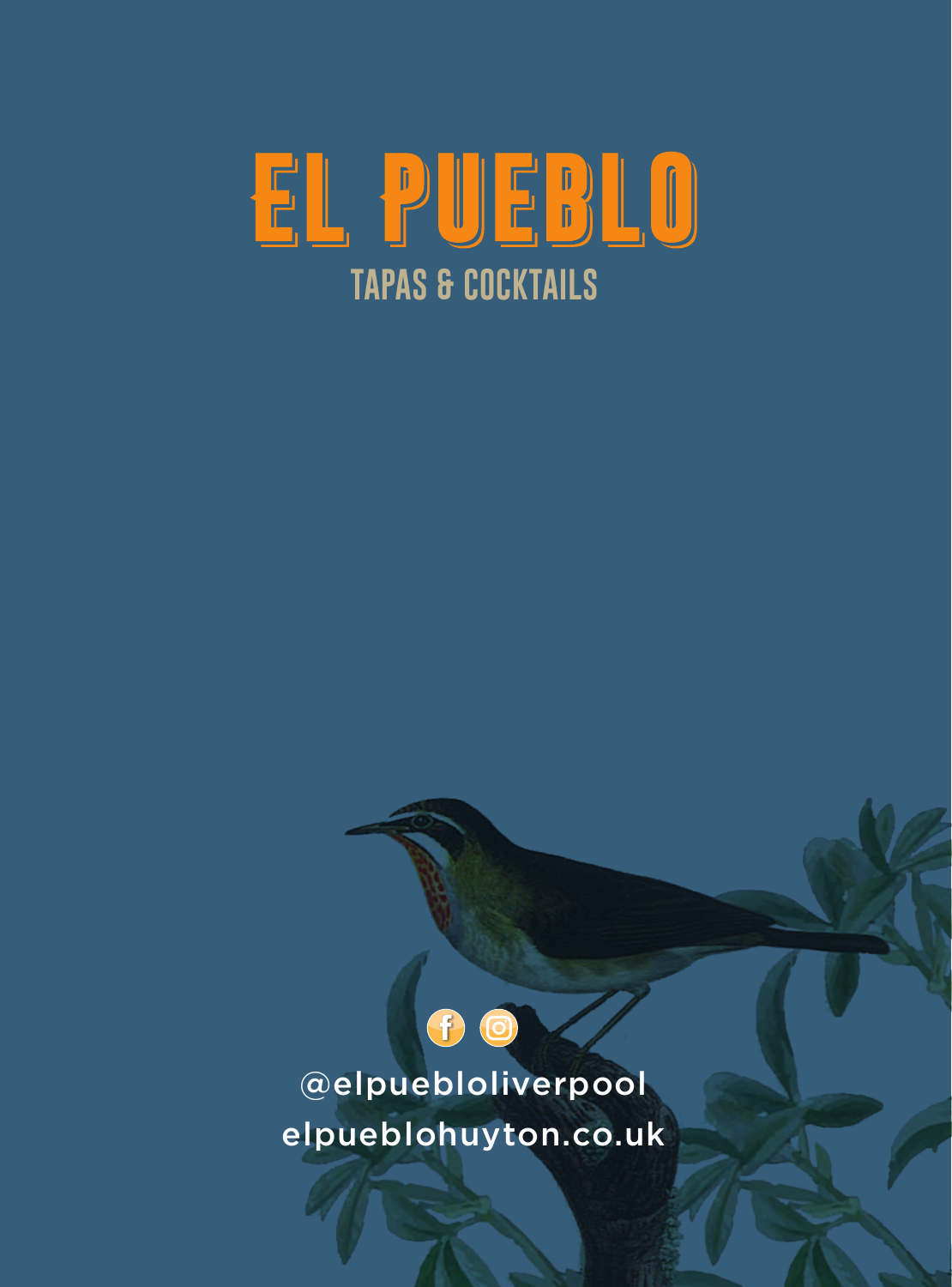# EL PUEBLO

## TAPAS & COCKTAILS

@elpuebloliverpool

elpueblohuyton.co.uk